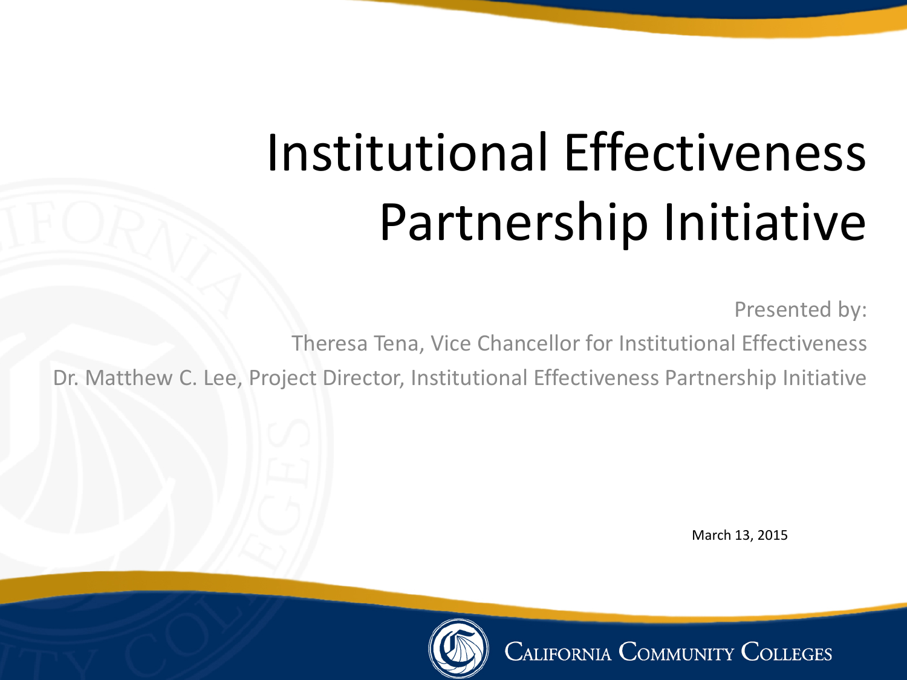# Institutional Effectiveness Partnership Initiative

Presented by:

Theresa Tena, Vice Chancellor for Institutional Effectiveness

Dr. Matthew C. Lee, Project Director, Institutional Effectiveness Partnership Initiative

March 13, 2015

California Community Colleges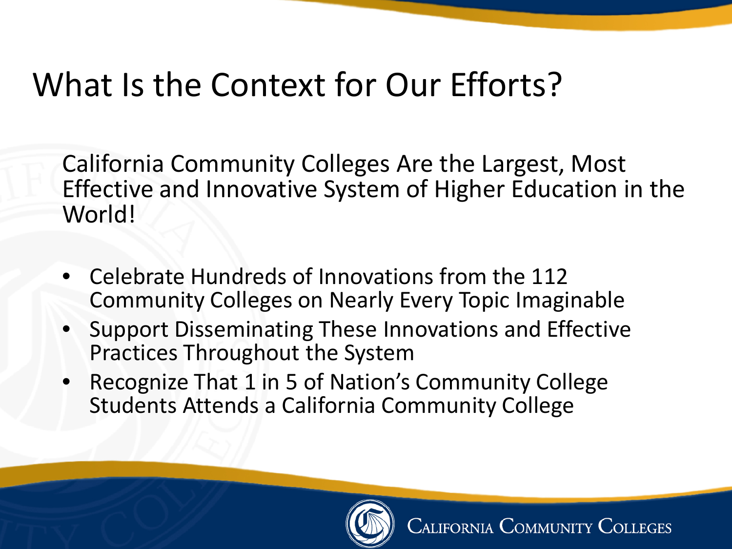# What Is the Context for Our Efforts?

California Community Colleges Are the Largest, Most Effective and Innovative System of Higher Education in the World!

- Celebrate Hundreds of Innovations from the 112 Community Colleges on Nearly Every Topic Imaginable
- Support Disseminating These Innovations and Effective Practices Throughout the System
- Recognize That 1 in 5 of Nation's Community College Students Attends a California Community College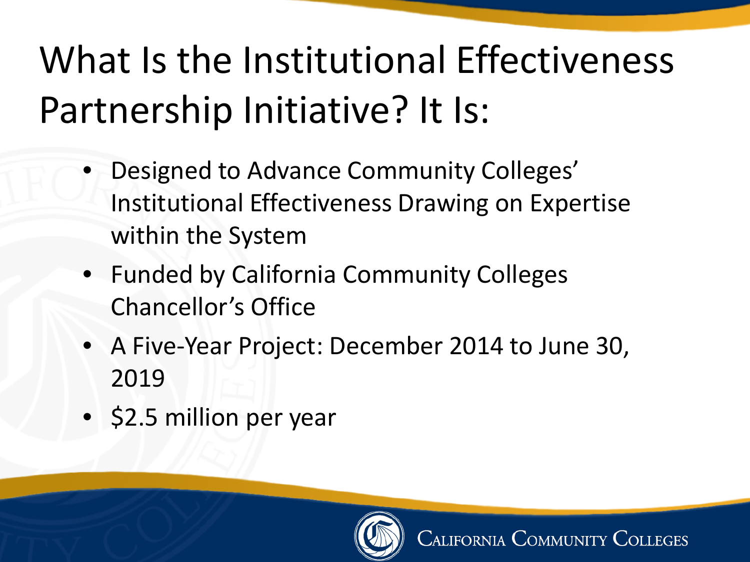# What Is the Institutional Effectiveness Partnership Initiative? It Is:

- Designed to Advance Community Colleges' Institutional Effectiveness Drawing on Expertise within the System
- Funded by California Community Colleges Chancellor's Office
- A Five-Year Project: December 2014 to June 30, 2019
- $2.5 million per year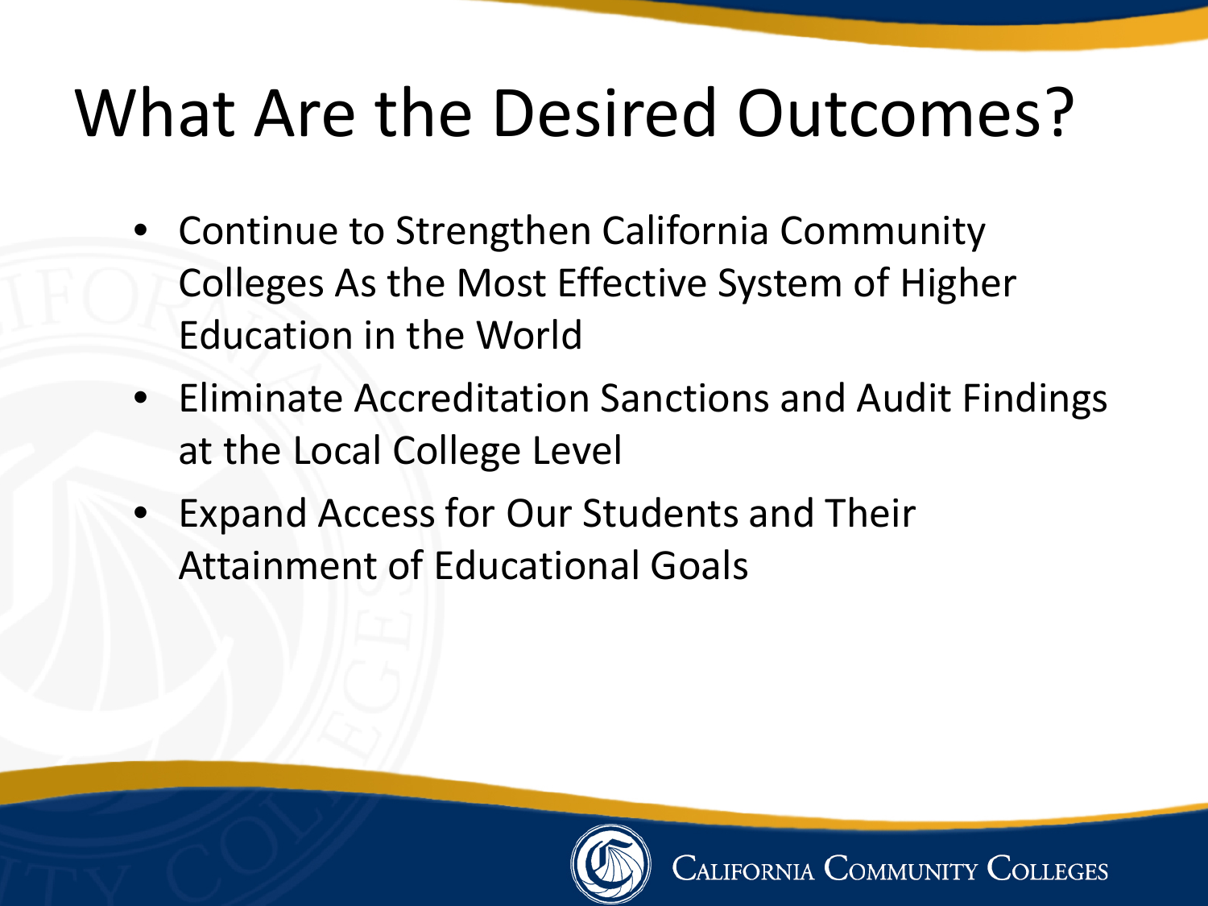# What Are the Desired Outcomes?

- Continue to Strengthen California Community Colleges As the Most Effective System of Higher Education in the World
- Eliminate Accreditation Sanctions and Audit Findings at the Local College Level
- Expand Access for Our Students and Their Attainment of Educational Goals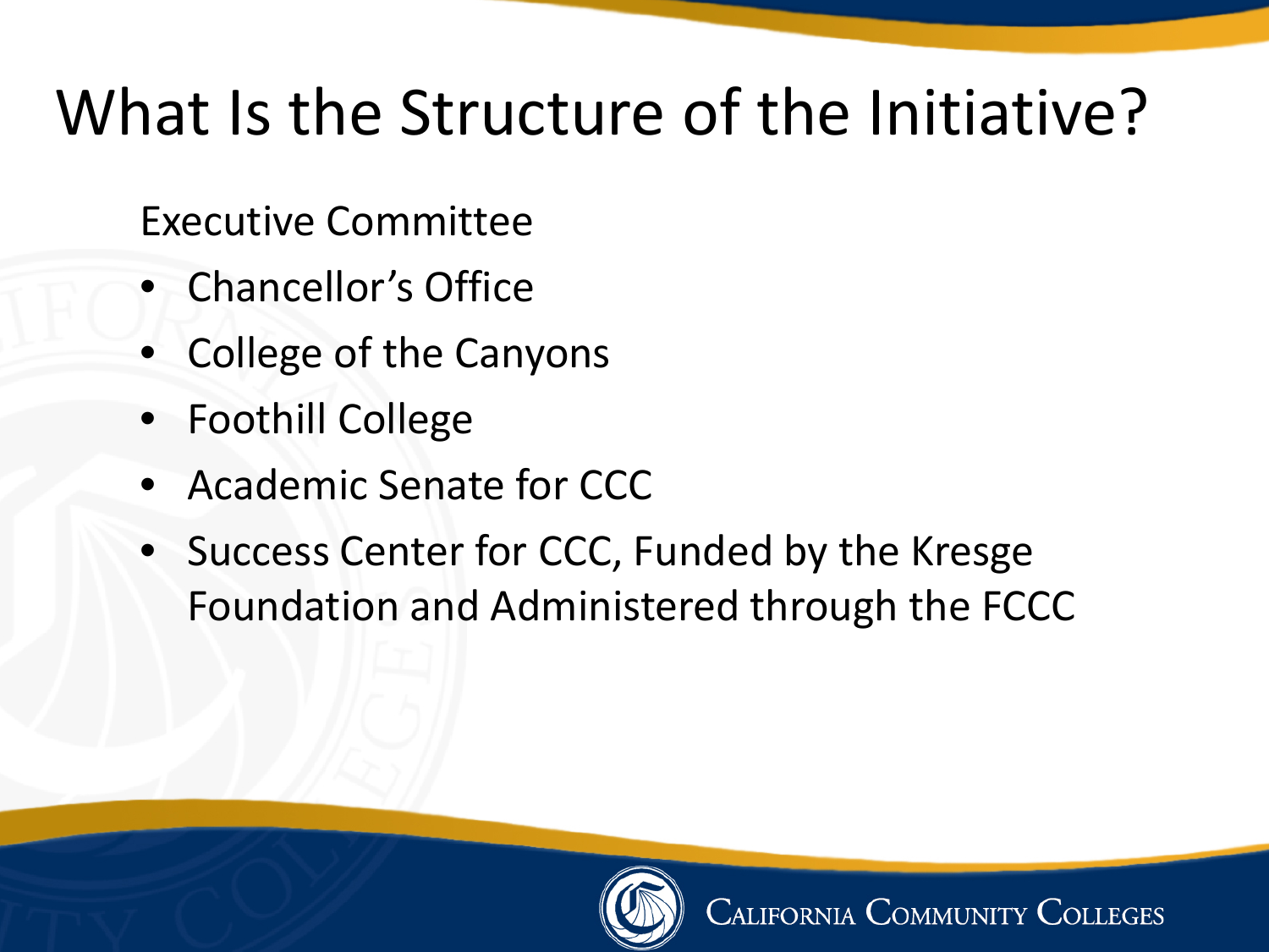# What Is the Structure of the Initiative?

Executive Committee

- Chancellor's Office
- College of the Canyons
- Foothill College
- Academic Senate for CCC
- Success Center for CCC, Funded by the Kresge Foundation and Administered through the FCCC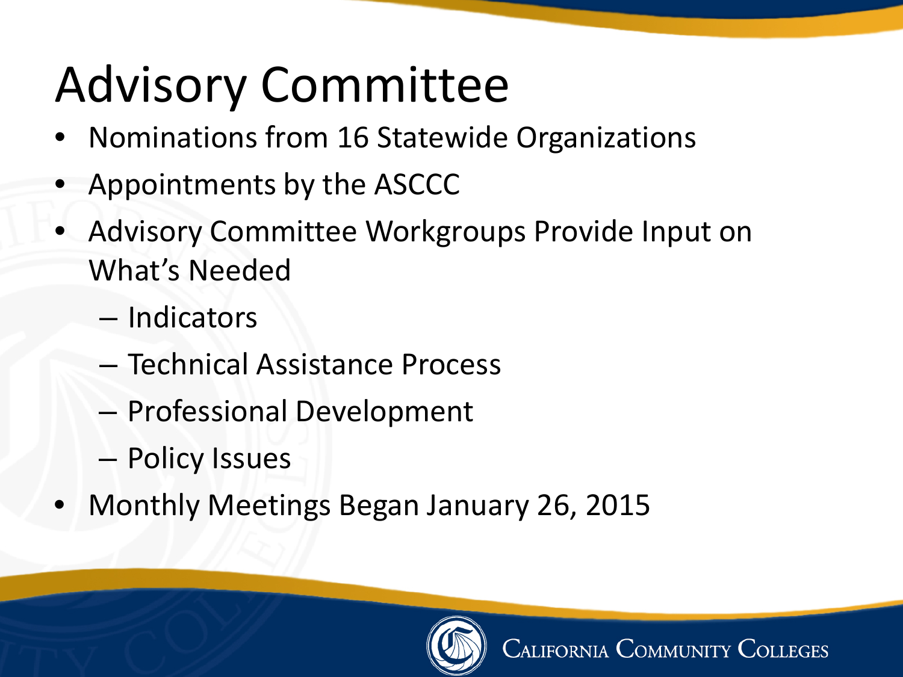# Advisory Committee

- Nominations from 16 Statewide Organizations
- Appointments by the ASCCC
- Advisory Committee Workgroups Provide Input on What's Needed
  - Indicators
  - Technical Assistance Process
  - Professional Development
  - Policy Issues
- Monthly Meetings Began January 26, 2015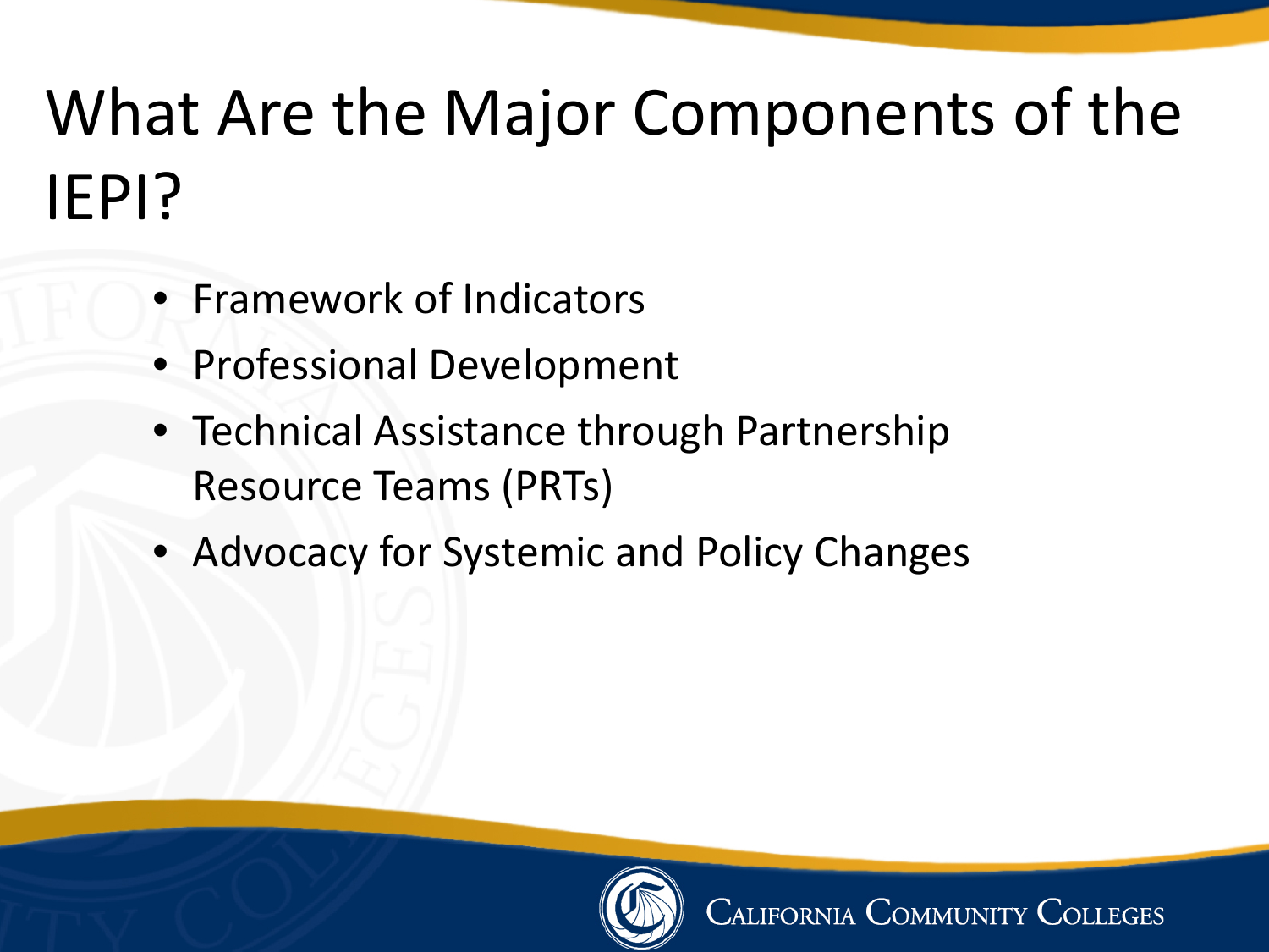# What Are the Major Components of the IEPI?

- Framework of Indicators
- Professional Development
- Technical Assistance through Partnership Resource Teams (PRTs)
- Advocacy for Systemic and Policy Changes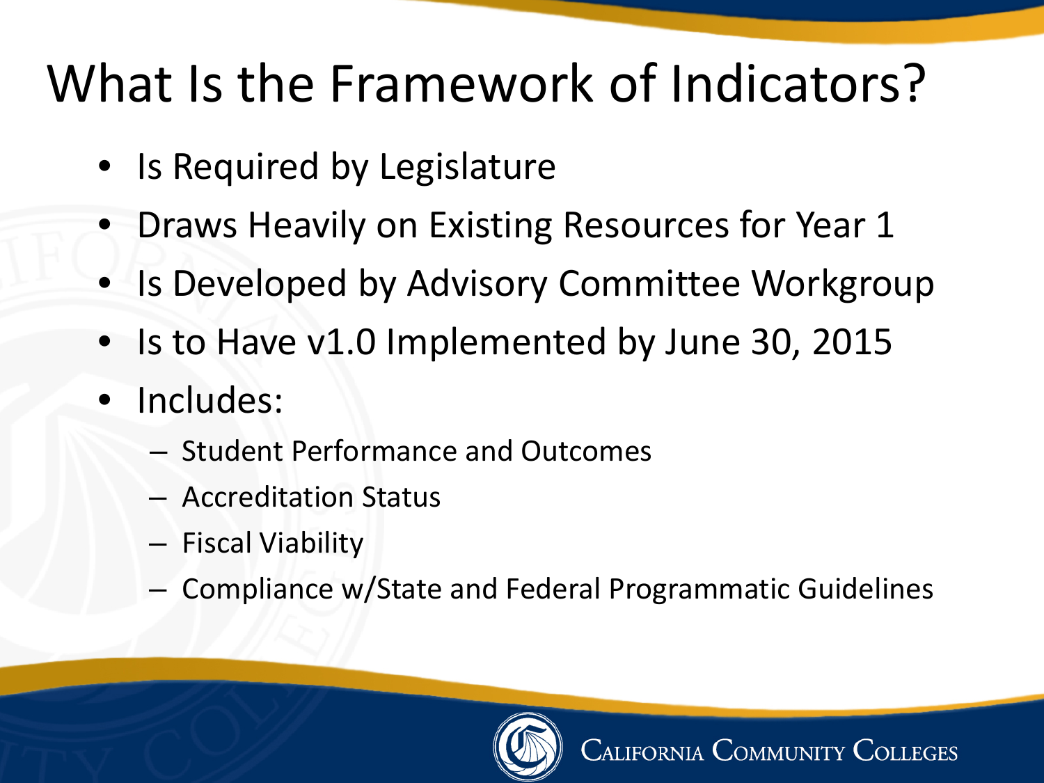# What Is the Framework of Indicators?

- Is Required by Legislature
- Draws Heavily on Existing Resources for Year 1
- Is Developed by Advisory Committee Workgroup
- Is to Have v1.0 Implemented by June 30, 2015
- Includes:
  - Student Performance and Outcomes
  - Accreditation Status
  - Fiscal Viability
  - Compliance w/State and Federal Programmatic Guidelines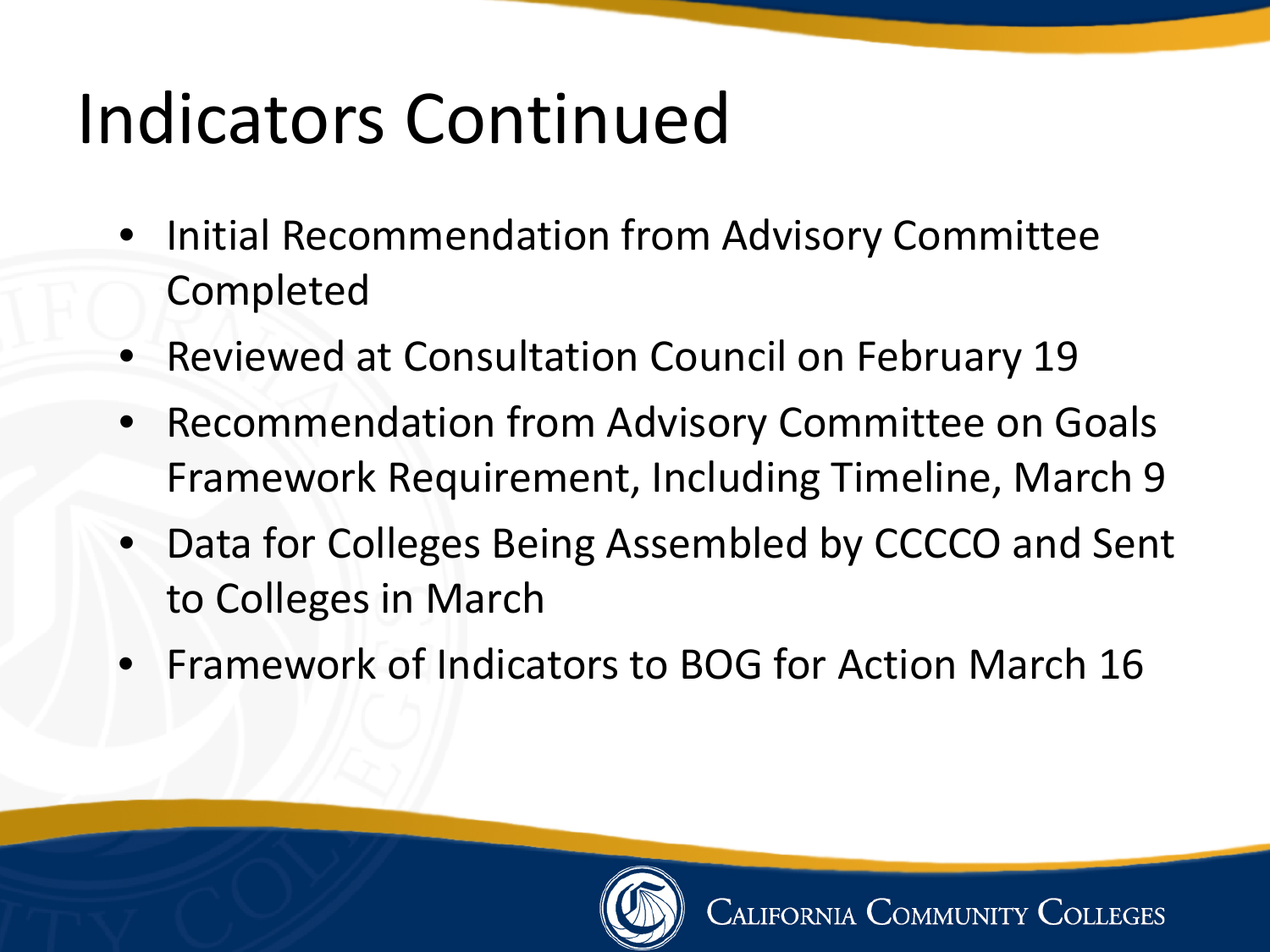# Indicators Continued

- Initial Recommendation from Advisory Committee Completed
- Reviewed at Consultation Council on February 19
- Recommendation from Advisory Committee on Goals Framework Requirement, Including Timeline, March 9
- Data for Colleges Being Assembled by CCCCO and Sent to Colleges in March
- Framework of Indicators to BOG for Action March 16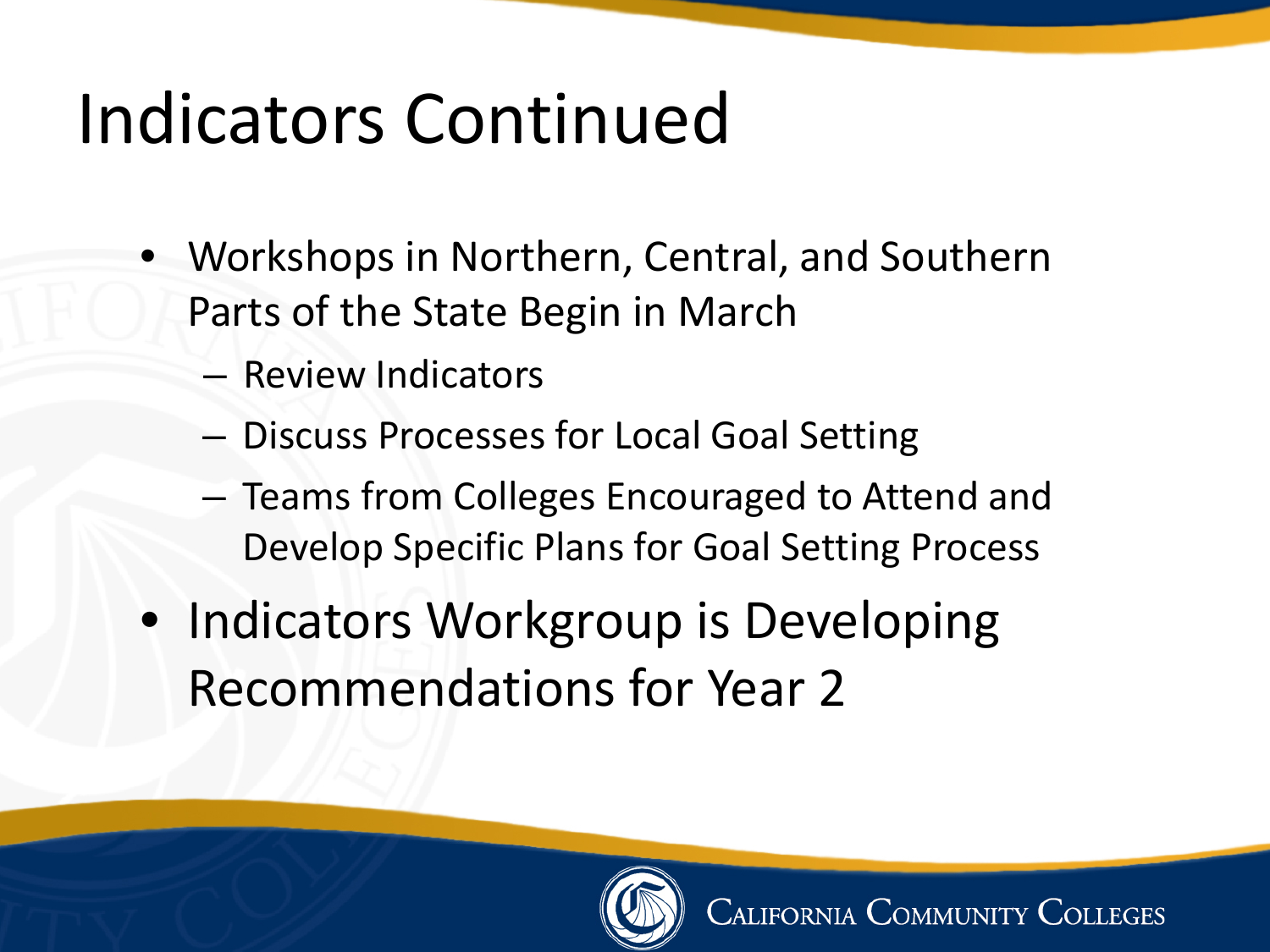# Indicators Continued

- Workshops in Northern, Central, and Southern Parts of the State Begin in March
  - Review Indicators
  - Discuss Processes for Local Goal Setting
  - Teams from Colleges Encouraged to Attend and Develop Specific Plans for Goal Setting Process
- Indicators Workgroup is Developing Recommendations for Year 2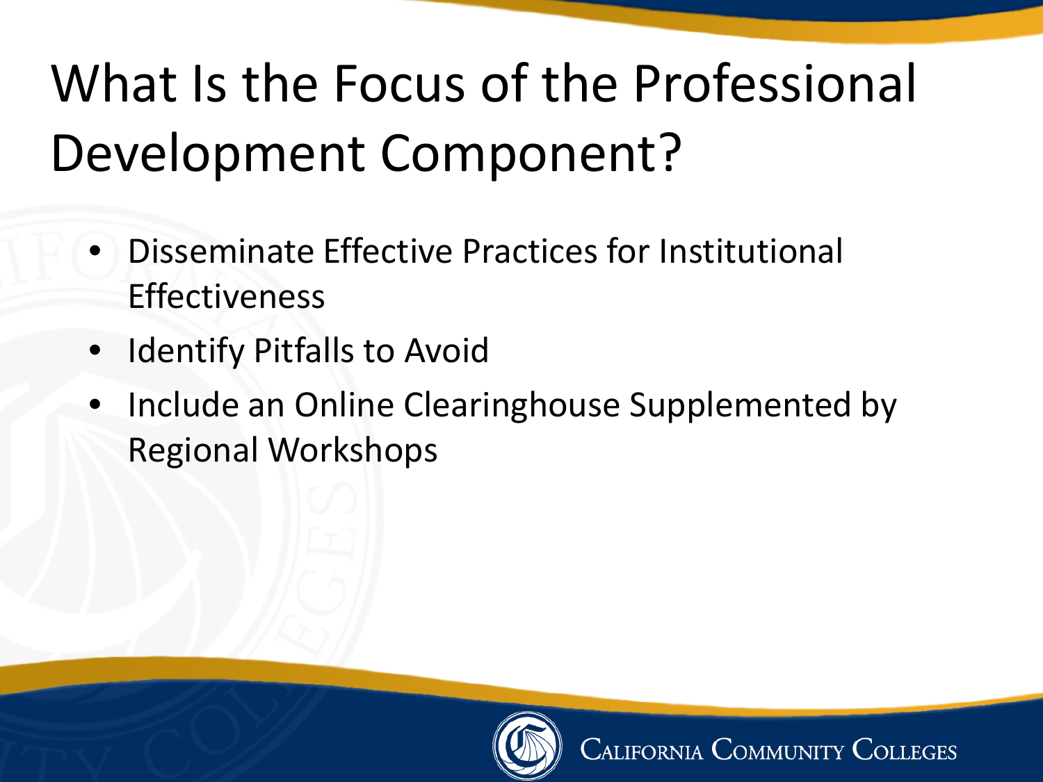# What Is the Focus of the Professional Development Component?

- Disseminate Effective Practices for Institutional Effectiveness
- Identify Pitfalls to Avoid
- Include an Online Clearinghouse Supplemented by Regional Workshops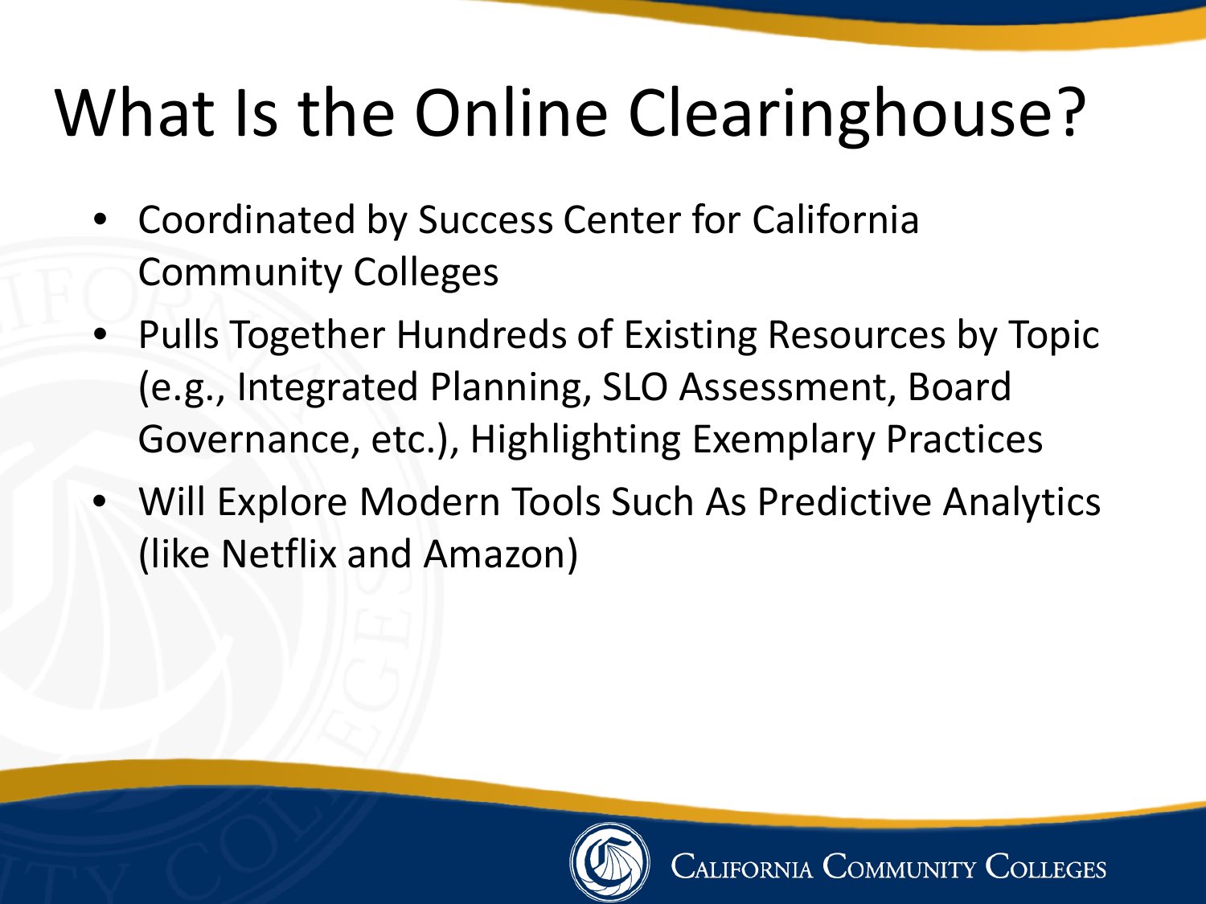# What Is the Online Clearinghouse?

- Coordinated by Success Center for California Community Colleges
- Pulls Together Hundreds of Existing Resources by Topic (e.g., Integrated Planning, SLO Assessment, Board Governance, etc.), Highlighting Exemplary Practices
- Will Explore Modern Tools Such As Predictive Analytics (like Netflix and Amazon)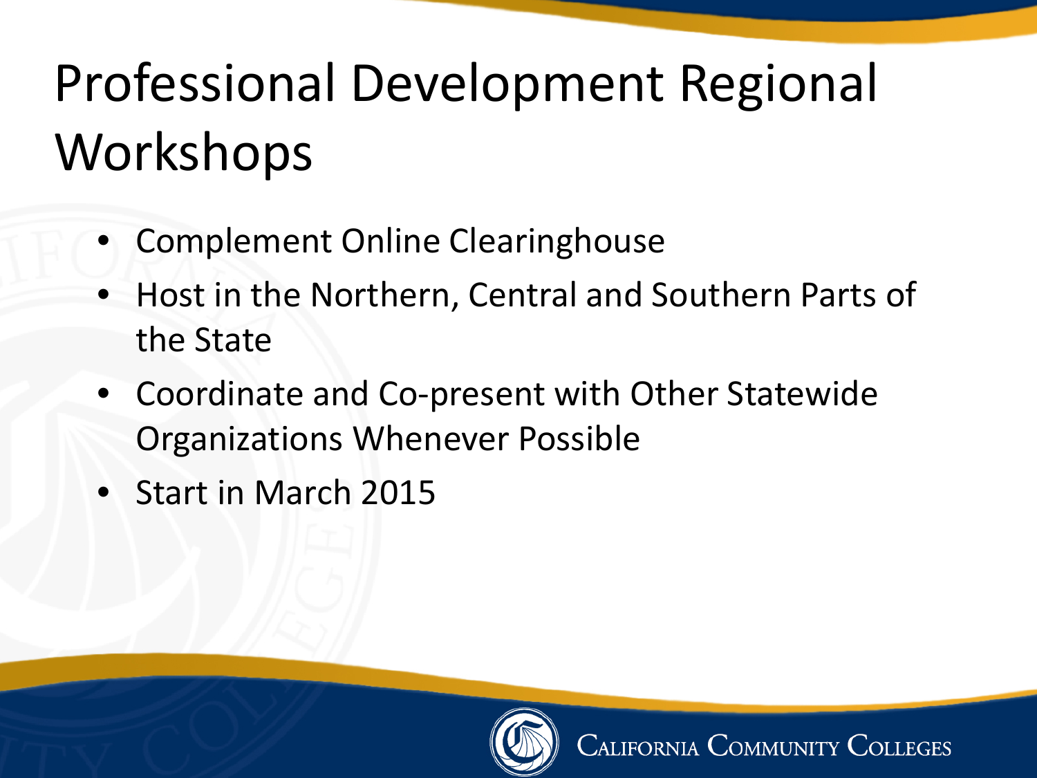# Professional Development Regional Workshops

- Complement Online Clearinghouse
- Host in the Northern, Central and Southern Parts of the State
- Coordinate and Co-present with Other Statewide Organizations Whenever Possible
- Start in March 2015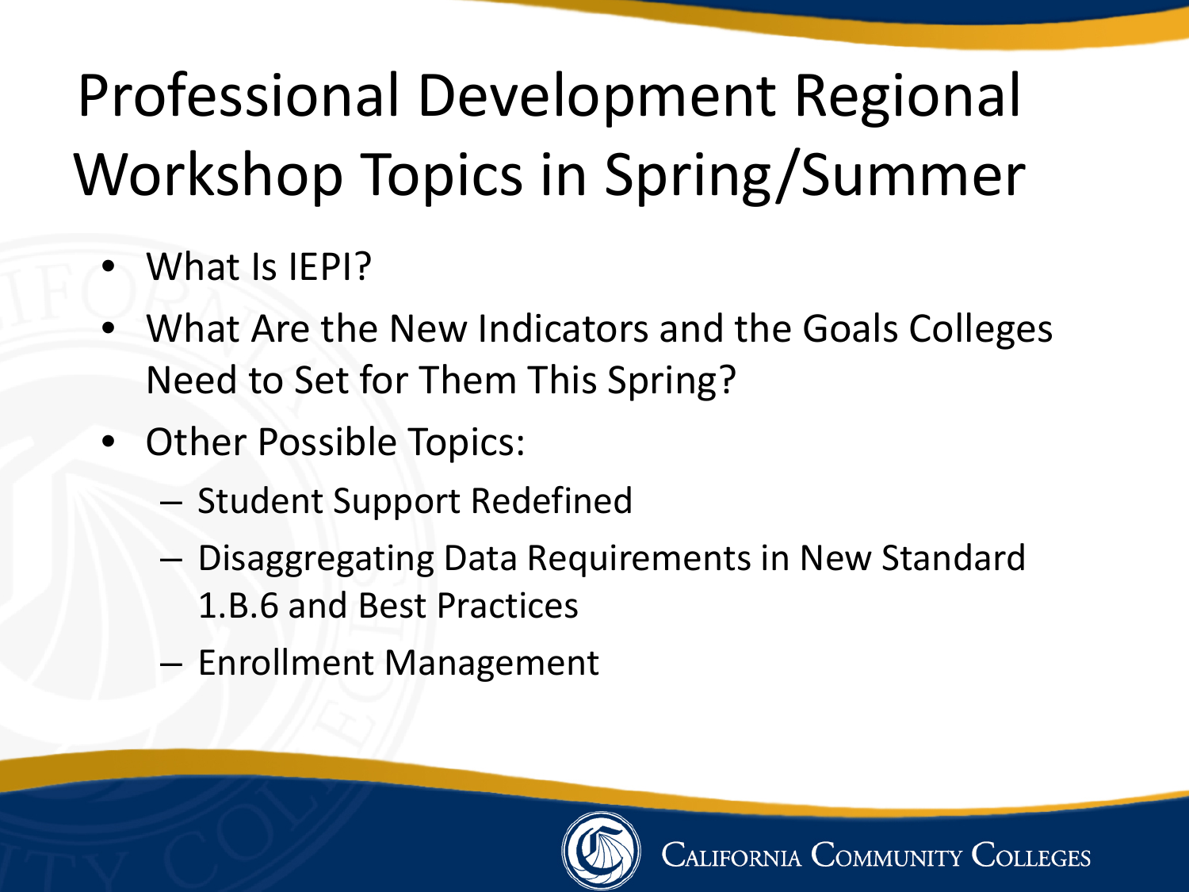# Professional Development Regional Workshop Topics in Spring/Summer

- What Is IEPI?
- What Are the New Indicators and the Goals Colleges Need to Set for Them This Spring?
- Other Possible Topics:
  - Student Support Redefined
  - Disaggregating Data Requirements in New Standard 1.B.6 and Best Practices
  - Enrollment Management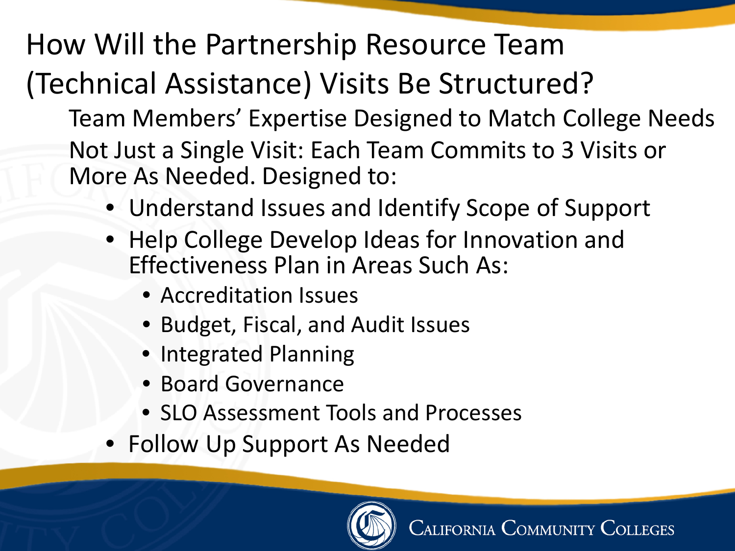# How Will the Partnership Resource Team (Technical Assistance) Visits Be Structured?

Team Members' Expertise Designed to Match College Needs

Not Just a Single Visit: Each Team Commits to 3 Visits or More As Needed. Designed to:

- Understand Issues and Identify Scope of Support
- Help College Develop Ideas for Innovation and Effectiveness Plan in Areas Such As:
  - Accreditation Issues
  - Budget, Fiscal, and Audit Issues
  - Integrated Planning
  - Board Governance
  - SLO Assessment Tools and Processes
- Follow Up Support As Needed

California Community Colleges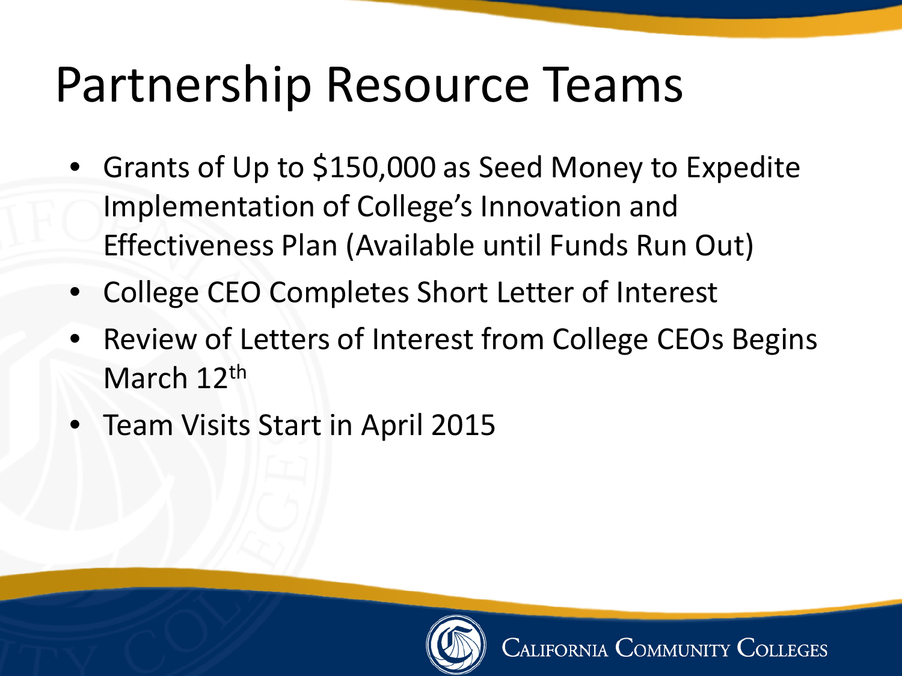# Partnership Resource Teams

- Grants of Up to $150,000 as Seed Money to Expedite Implementation of College's Innovation and Effectiveness Plan (Available until Funds Run Out)
- College CEO Completes Short Letter of Interest
- Review of Letters of Interest from College CEOs Begins March 12th
- Team Visits Start in April 2015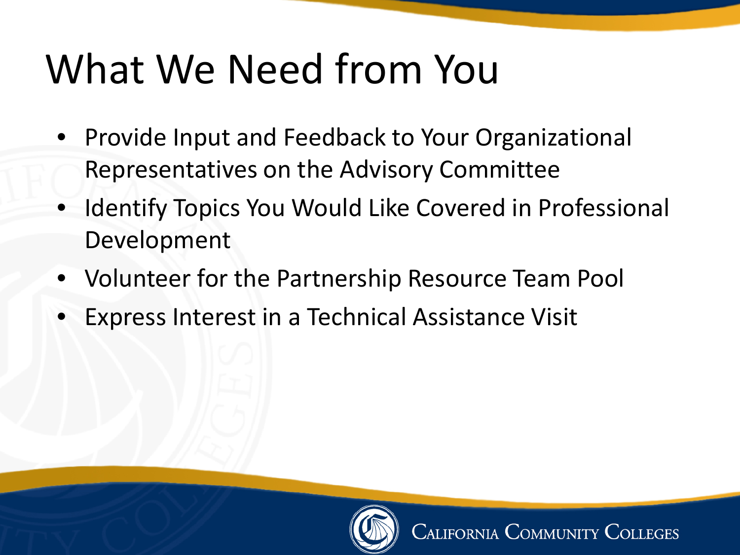# What We Need from You

- Provide Input and Feedback to Your Organizational Representatives on the Advisory Committee
- Identify Topics You Would Like Covered in Professional Development
- Volunteer for the Partnership Resource Team Pool
- Express Interest in a Technical Assistance Visit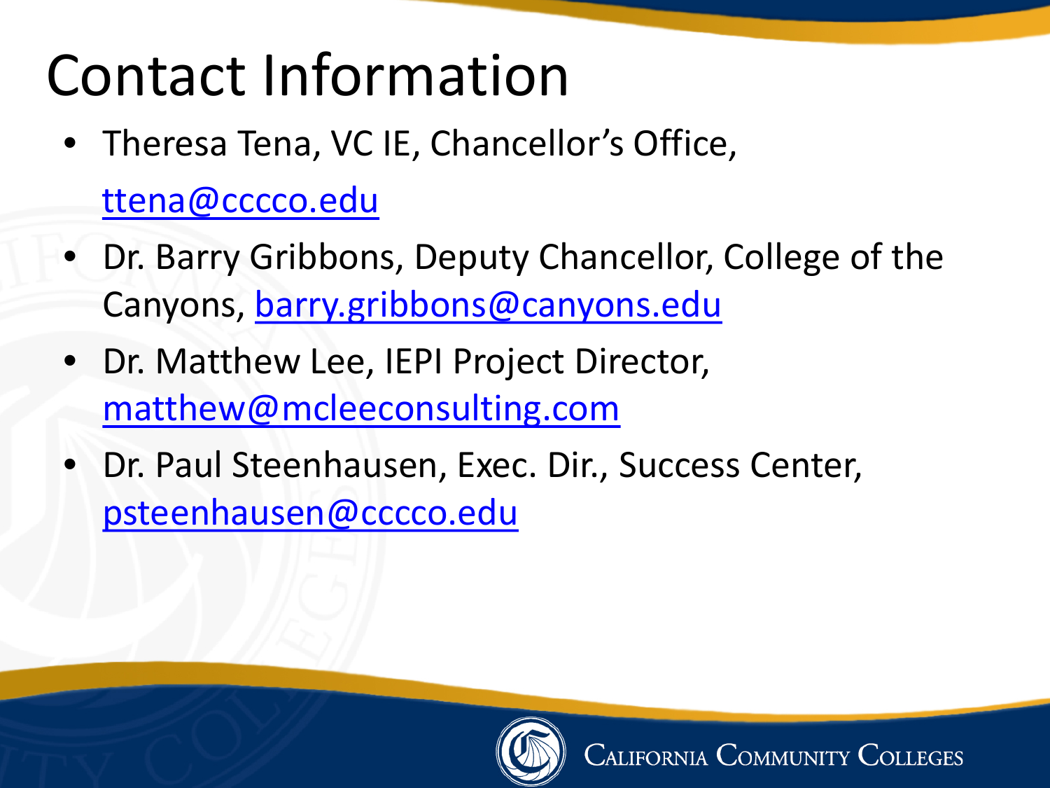# Contact Information

- Theresa Tena, VC IE, Chancellor's Office, ttena@cccco.edu
- Dr. Barry Gribbons, Deputy Chancellor, College of the Canyons, barry.gribbons@canyons.edu
- Dr. Matthew Lee, IEPI Project Director, matthew@mcleeconsulting.com
- Dr. Paul Steenhausen, Exec. Dir., Success Center, psteenhausen@cccco.edu

California Community Colleges